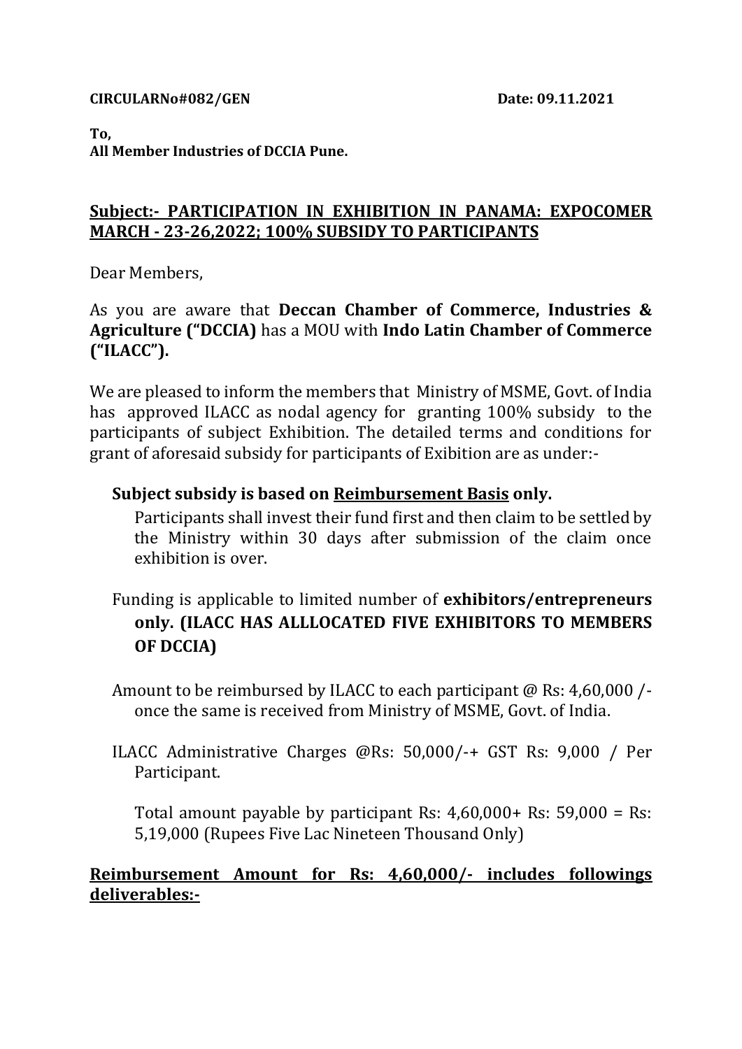**CIRCULARNo#082/GEN** **Date: 09.11.2021**

**To,**
**All Member Industries of DCCIA Pune.**

**Subject:- PARTICIPATION IN EXHIBITION IN PANAMA: EXPOCOMER MARCH - 23-26,2022; 100% SUBSIDY TO PARTICIPANTS**

Dear Members,

As you are aware that **Deccan Chamber of Commerce, Industries & Agriculture ("DCCIA)** has a MOU with **Indo Latin Chamber of Commerce ("ILACC").**

We are pleased to inform the members that Ministry of MSME, Govt. of India has approved ILACC as nodal agency for granting 100% subsidy to the participants of subject Exhibition. The detailed terms and conditions for grant of aforesaid subsidy for participants of Exibition are as under:-

**Subject subsidy is based on Reimbursement Basis only.**

Participants shall invest their fund first and then claim to be settled by the Ministry within 30 days after submission of the claim once exhibition is over.

Funding is applicable to limited number of **exhibitors/entrepreneurs only. (ILACC HAS ALLLOCATED FIVE EXHIBITORS TO MEMBERS OF DCCIA)**

Amount to be reimbursed by ILACC to each participant @ Rs: 4,60,000 /- once the same is received from Ministry of MSME, Govt. of India.

ILACC Administrative Charges @Rs: 50,000/-+ GST Rs: 9,000 / Per Participant.

Total amount payable by participant Rs: 4,60,000+ Rs: 59,000 = Rs: 5,19,000 (Rupees Five Lac Nineteen Thousand Only)

**Reimbursement Amount for Rs: 4,60,000/- includes followings deliverables:-**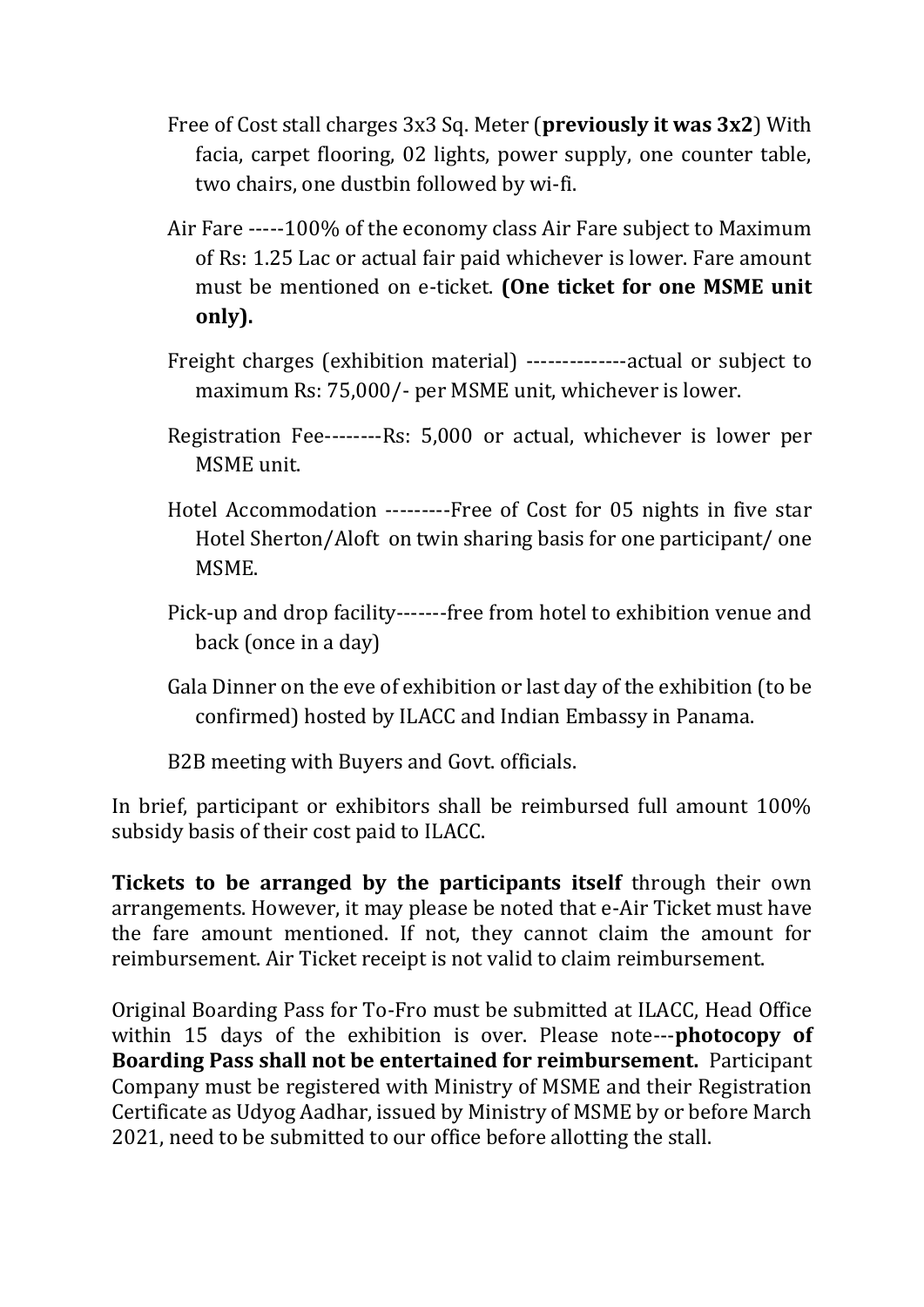Free of Cost stall charges 3x3 Sq. Meter (**previously it was 3x2**) With facia, carpet flooring, 02 lights, power supply, one counter table, two chairs, one dustbin followed by wi-fi.

Air Fare -----100% of the economy class Air Fare subject to Maximum of Rs: 1.25 Lac or actual fair paid whichever is lower. Fare amount must be mentioned on e-ticket. **(One ticket for one MSME unit only).**

Freight charges (exhibition material) --------------actual or subject to maximum Rs: 75,000/- per MSME unit, whichever is lower.

Registration Fee--------Rs: 5,000 or actual, whichever is lower per MSME unit.

Hotel Accommodation ---------Free of Cost for 05 nights in five star Hotel Sherton/Aloft on twin sharing basis for one participant/ one MSME.

Pick-up and drop facility-------free from hotel to exhibition venue and back (once in a day)

Gala Dinner on the eve of exhibition or last day of the exhibition (to be confirmed) hosted by ILACC and Indian Embassy in Panama.

B2B meeting with Buyers and Govt. officials.

In brief, participant or exhibitors shall be reimbursed full amount 100% subsidy basis of their cost paid to ILACC.

**Tickets to be arranged by the participants itself** through their own arrangements. However, it may please be noted that e-Air Ticket must have the fare amount mentioned. If not, they cannot claim the amount for reimbursement. Air Ticket receipt is not valid to claim reimbursement.

Original Boarding Pass for To-Fro must be submitted at ILACC, Head Office within 15 days of the exhibition is over. Please note---**photocopy of Boarding Pass shall not be entertained for reimbursement.** Participant Company must be registered with Ministry of MSME and their Registration Certificate as Udyog Aadhar, issued by Ministry of MSME by or before March 2021, need to be submitted to our office before allotting the stall.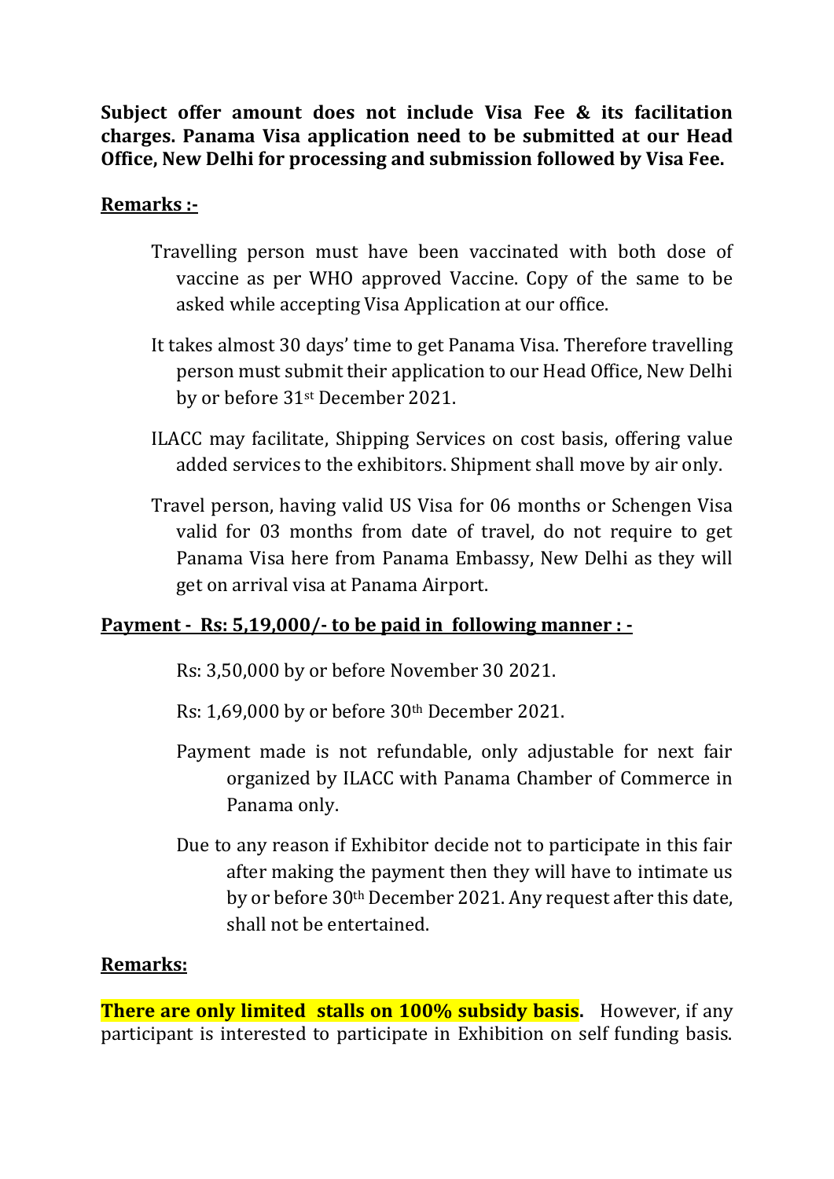**Subject offer amount does not include Visa Fee & its facilitation charges. Panama Visa application need to be submitted at our Head Office, New Delhi for processing and submission followed by Visa Fee.**

**Remarks :-**

- Travelling person must have been vaccinated with both dose of vaccine as per WHO approved Vaccine. Copy of the same to be asked while accepting Visa Application at our office.
- It takes almost 30 days' time to get Panama Visa. Therefore travelling person must submit their application to our Head Office, New Delhi by or before 31st December 2021.
- ILACC may facilitate, Shipping Services on cost basis, offering value added services to the exhibitors. Shipment shall move by air only.
- Travel person, having valid US Visa for 06 months or Schengen Visa valid for 03 months from date of travel, do not require to get Panama Visa here from Panama Embassy, New Delhi as they will get on arrival visa at Panama Airport.

**Payment - Rs: 5,19,000/- to be paid in following manner : -**

- Rs: 3,50,000 by or before November 30 2021.
- Rs: 1,69,000 by or before 30th December 2021.
- Payment made is not refundable, only adjustable for next fair organized by ILACC with Panama Chamber of Commerce in Panama only.
- Due to any reason if Exhibitor decide not to participate in this fair after making the payment then they will have to intimate us by or before 30th December 2021. Any request after this date, shall not be entertained.

**Remarks:**

**There are only limited stalls on 100% subsidy basis.** However, if any participant is interested to participate in Exhibition on self funding basis.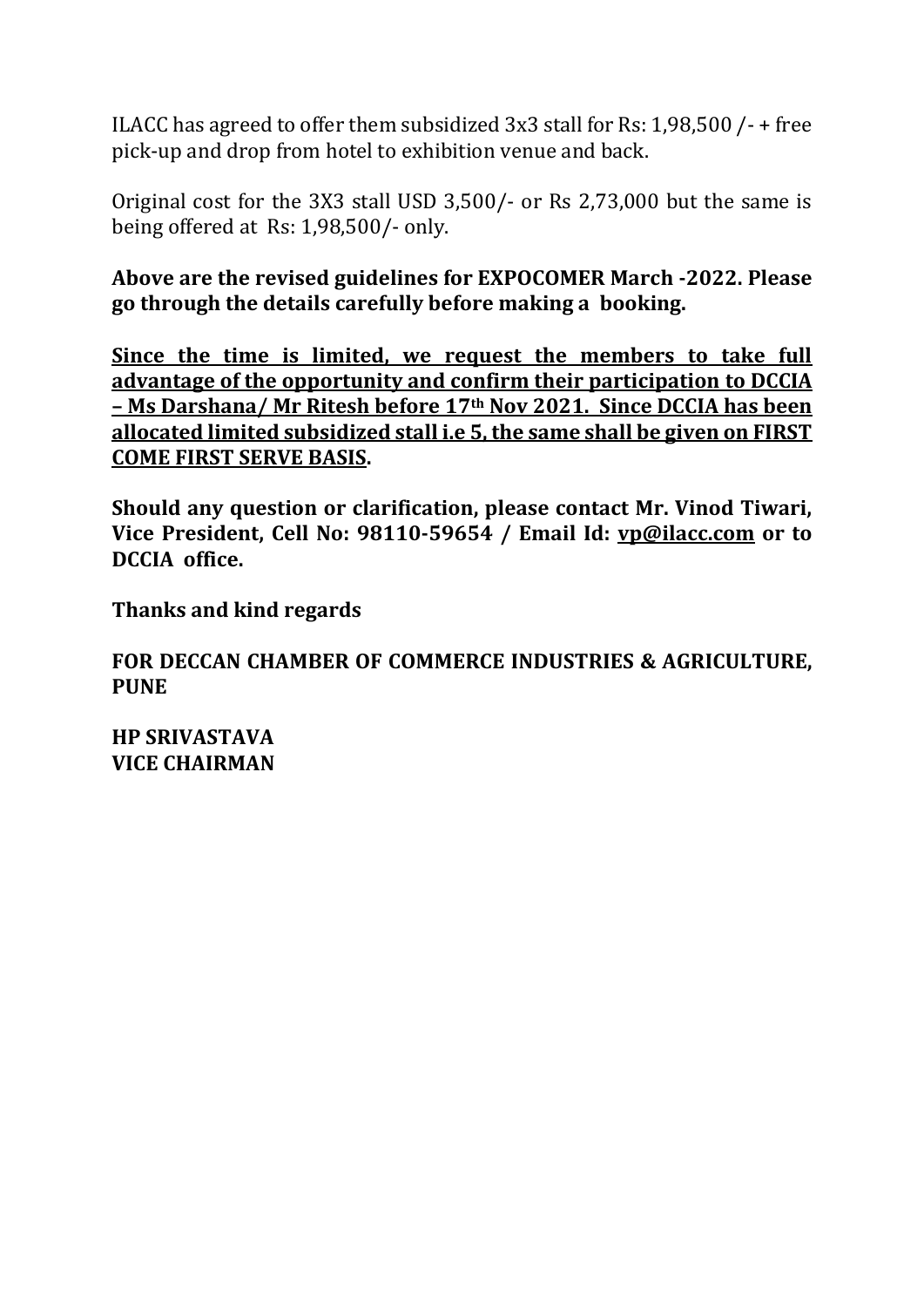ILACC has agreed to offer them subsidized 3x3 stall for Rs: 1,98,500 /- + free pick-up and drop from hotel to exhibition venue and back.

Original cost for the 3X3 stall USD 3,500/- or Rs 2,73,000 but the same is being offered at Rs: 1,98,500/- only.

**Above are the revised guidelines for EXPOCOMER March -2022. Please go through the details carefully before making a booking.**

**Since the time is limited, we request the members to take full advantage of the opportunity and confirm their participation to DCCIA – Ms Darshana/ Mr Ritesh before 17th Nov 2021. Since DCCIA has been allocated limited subsidized stall i.e 5, the same shall be given on FIRST COME FIRST SERVE BASIS.**

**Should any question or clarification, please contact Mr. Vinod Tiwari, Vice President, Cell No: 98110-59654 / Email Id: vp@ilacc.com or to DCCIA office.**

**Thanks and kind regards**

**FOR DECCAN CHAMBER OF COMMERCE INDUSTRIES & AGRICULTURE, PUNE**

**HP SRIVASTAVA**
**VICE CHAIRMAN**